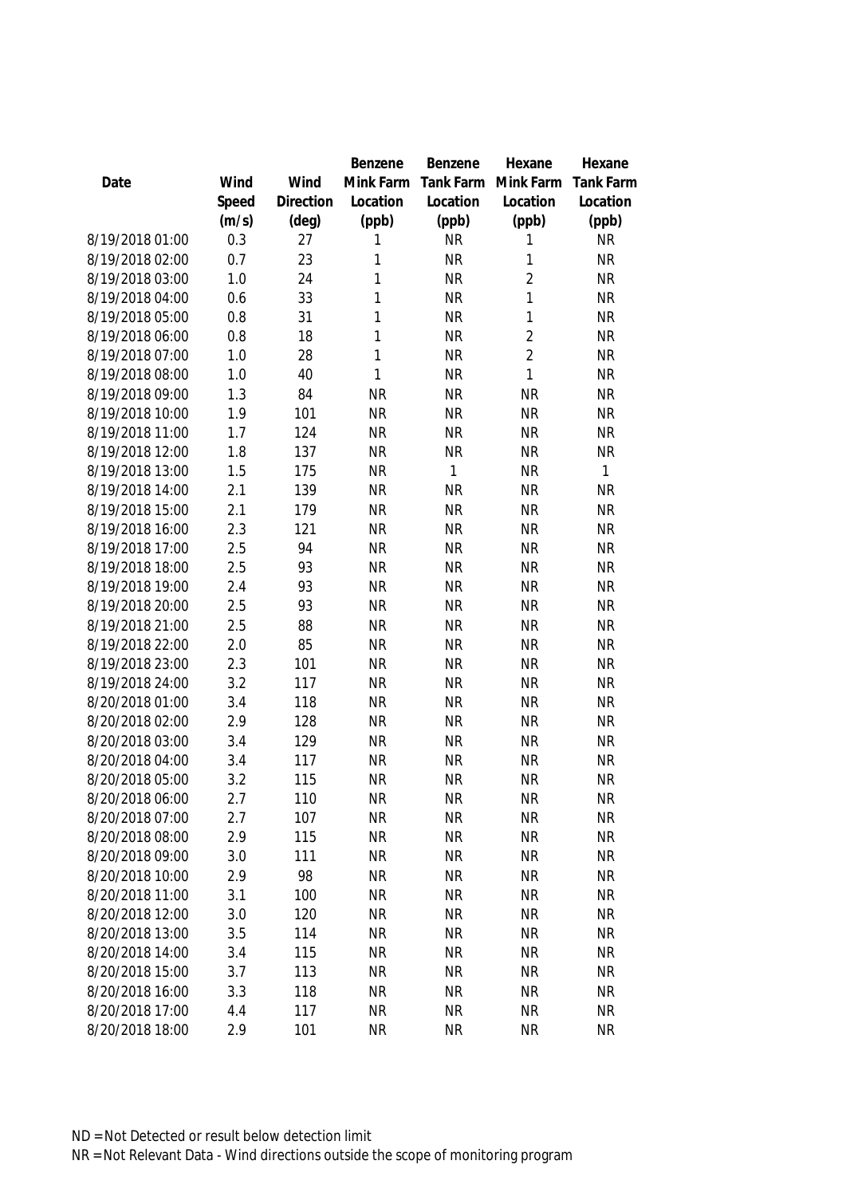| Date | Wind Speed (m/s) | Wind Direction (deg) | Benzene Mink Farm Location (ppb) | Benzene Tank Farm Location (ppb) | Hexane Mink Farm Location (ppb) | Hexane Tank Farm Location (ppb) |
|---|---|---|---|---|---|---|
| 8/19/2018 01:00 | 0.3 | 27 | 1 | NR | 1 | NR |
| 8/19/2018 02:00 | 0.7 | 23 | 1 | NR | 1 | NR |
| 8/19/2018 03:00 | 1.0 | 24 | 1 | NR | 2 | NR |
| 8/19/2018 04:00 | 0.6 | 33 | 1 | NR | 1 | NR |
| 8/19/2018 05:00 | 0.8 | 31 | 1 | NR | 1 | NR |
| 8/19/2018 06:00 | 0.8 | 18 | 1 | NR | 2 | NR |
| 8/19/2018 07:00 | 1.0 | 28 | 1 | NR | 2 | NR |
| 8/19/2018 08:00 | 1.0 | 40 | 1 | NR | 1 | NR |
| 8/19/2018 09:00 | 1.3 | 84 | NR | NR | NR | NR |
| 8/19/2018 10:00 | 1.9 | 101 | NR | NR | NR | NR |
| 8/19/2018 11:00 | 1.7 | 124 | NR | NR | NR | NR |
| 8/19/2018 12:00 | 1.8 | 137 | NR | NR | NR | NR |
| 8/19/2018 13:00 | 1.5 | 175 | NR | 1 | NR | 1 |
| 8/19/2018 14:00 | 2.1 | 139 | NR | NR | NR | NR |
| 8/19/2018 15:00 | 2.1 | 179 | NR | NR | NR | NR |
| 8/19/2018 16:00 | 2.3 | 121 | NR | NR | NR | NR |
| 8/19/2018 17:00 | 2.5 | 94 | NR | NR | NR | NR |
| 8/19/2018 18:00 | 2.5 | 93 | NR | NR | NR | NR |
| 8/19/2018 19:00 | 2.4 | 93 | NR | NR | NR | NR |
| 8/19/2018 20:00 | 2.5 | 93 | NR | NR | NR | NR |
| 8/19/2018 21:00 | 2.5 | 88 | NR | NR | NR | NR |
| 8/19/2018 22:00 | 2.0 | 85 | NR | NR | NR | NR |
| 8/19/2018 23:00 | 2.3 | 101 | NR | NR | NR | NR |
| 8/19/2018 24:00 | 3.2 | 117 | NR | NR | NR | NR |
| 8/20/2018 01:00 | 3.4 | 118 | NR | NR | NR | NR |
| 8/20/2018 02:00 | 2.9 | 128 | NR | NR | NR | NR |
| 8/20/2018 03:00 | 3.4 | 129 | NR | NR | NR | NR |
| 8/20/2018 04:00 | 3.4 | 117 | NR | NR | NR | NR |
| 8/20/2018 05:00 | 3.2 | 115 | NR | NR | NR | NR |
| 8/20/2018 06:00 | 2.7 | 110 | NR | NR | NR | NR |
| 8/20/2018 07:00 | 2.7 | 107 | NR | NR | NR | NR |
| 8/20/2018 08:00 | 2.9 | 115 | NR | NR | NR | NR |
| 8/20/2018 09:00 | 3.0 | 111 | NR | NR | NR | NR |
| 8/20/2018 10:00 | 2.9 | 98 | NR | NR | NR | NR |
| 8/20/2018 11:00 | 3.1 | 100 | NR | NR | NR | NR |
| 8/20/2018 12:00 | 3.0 | 120 | NR | NR | NR | NR |
| 8/20/2018 13:00 | 3.5 | 114 | NR | NR | NR | NR |
| 8/20/2018 14:00 | 3.4 | 115 | NR | NR | NR | NR |
| 8/20/2018 15:00 | 3.7 | 113 | NR | NR | NR | NR |
| 8/20/2018 16:00 | 3.3 | 118 | NR | NR | NR | NR |
| 8/20/2018 17:00 | 4.4 | 117 | NR | NR | NR | NR |
| 8/20/2018 18:00 | 2.9 | 101 | NR | NR | NR | NR |

ND = Not Detected or result below detection limit

NR = Not Relevant Data - Wind directions outside the scope of monitoring program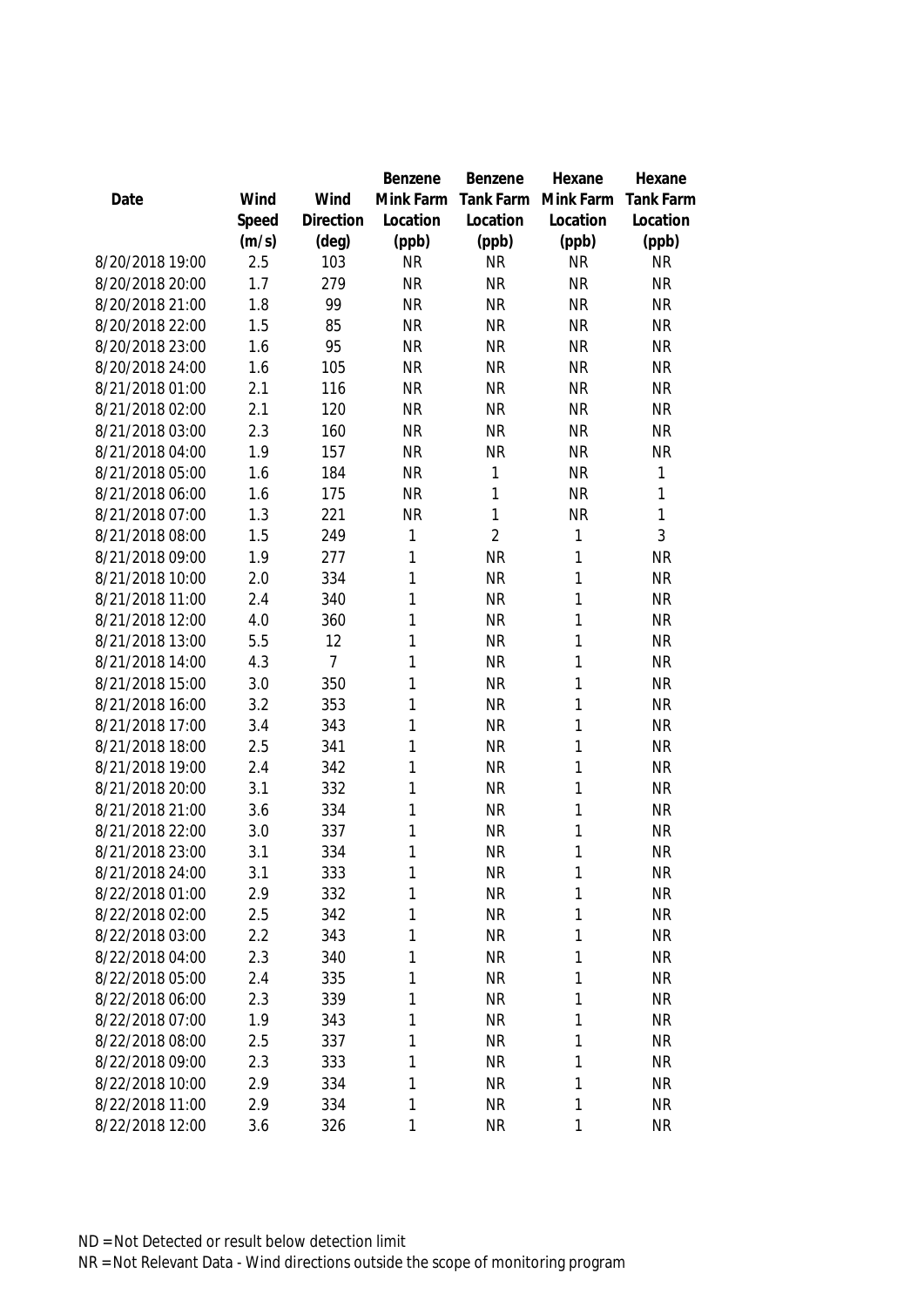| Date | Wind Speed (m/s) | Wind Direction (deg) | Benzene Mink Farm Location (ppb) | Benzene Tank Farm Location (ppb) | Hexane Mink Farm Location (ppb) | Hexane Tank Farm Location (ppb) |
|---|---|---|---|---|---|---|
| 8/20/2018 19:00 | 2.5 | 103 | NR | NR | NR | NR |
| 8/20/2018 20:00 | 1.7 | 279 | NR | NR | NR | NR |
| 8/20/2018 21:00 | 1.8 | 99 | NR | NR | NR | NR |
| 8/20/2018 22:00 | 1.5 | 85 | NR | NR | NR | NR |
| 8/20/2018 23:00 | 1.6 | 95 | NR | NR | NR | NR |
| 8/20/2018 24:00 | 1.6 | 105 | NR | NR | NR | NR |
| 8/21/2018 01:00 | 2.1 | 116 | NR | NR | NR | NR |
| 8/21/2018 02:00 | 2.1 | 120 | NR | NR | NR | NR |
| 8/21/2018 03:00 | 2.3 | 160 | NR | NR | NR | NR |
| 8/21/2018 04:00 | 1.9 | 157 | NR | NR | NR | NR |
| 8/21/2018 05:00 | 1.6 | 184 | NR | 1 | NR | 1 |
| 8/21/2018 06:00 | 1.6 | 175 | NR | 1 | NR | 1 |
| 8/21/2018 07:00 | 1.3 | 221 | NR | 1 | NR | 1 |
| 8/21/2018 08:00 | 1.5 | 249 | 1 | 2 | 1 | 3 |
| 8/21/2018 09:00 | 1.9 | 277 | 1 | NR | 1 | NR |
| 8/21/2018 10:00 | 2.0 | 334 | 1 | NR | 1 | NR |
| 8/21/2018 11:00 | 2.4 | 340 | 1 | NR | 1 | NR |
| 8/21/2018 12:00 | 4.0 | 360 | 1 | NR | 1 | NR |
| 8/21/2018 13:00 | 5.5 | 12 | 1 | NR | 1 | NR |
| 8/21/2018 14:00 | 4.3 | 7 | 1 | NR | 1 | NR |
| 8/21/2018 15:00 | 3.0 | 350 | 1 | NR | 1 | NR |
| 8/21/2018 16:00 | 3.2 | 353 | 1 | NR | 1 | NR |
| 8/21/2018 17:00 | 3.4 | 343 | 1 | NR | 1 | NR |
| 8/21/2018 18:00 | 2.5 | 341 | 1 | NR | 1 | NR |
| 8/21/2018 19:00 | 2.4 | 342 | 1 | NR | 1 | NR |
| 8/21/2018 20:00 | 3.1 | 332 | 1 | NR | 1 | NR |
| 8/21/2018 21:00 | 3.6 | 334 | 1 | NR | 1 | NR |
| 8/21/2018 22:00 | 3.0 | 337 | 1 | NR | 1 | NR |
| 8/21/2018 23:00 | 3.1 | 334 | 1 | NR | 1 | NR |
| 8/21/2018 24:00 | 3.1 | 333 | 1 | NR | 1 | NR |
| 8/22/2018 01:00 | 2.9 | 332 | 1 | NR | 1 | NR |
| 8/22/2018 02:00 | 2.5 | 342 | 1 | NR | 1 | NR |
| 8/22/2018 03:00 | 2.2 | 343 | 1 | NR | 1 | NR |
| 8/22/2018 04:00 | 2.3 | 340 | 1 | NR | 1 | NR |
| 8/22/2018 05:00 | 2.4 | 335 | 1 | NR | 1 | NR |
| 8/22/2018 06:00 | 2.3 | 339 | 1 | NR | 1 | NR |
| 8/22/2018 07:00 | 1.9 | 343 | 1 | NR | 1 | NR |
| 8/22/2018 08:00 | 2.5 | 337 | 1 | NR | 1 | NR |
| 8/22/2018 09:00 | 2.3 | 333 | 1 | NR | 1 | NR |
| 8/22/2018 10:00 | 2.9 | 334 | 1 | NR | 1 | NR |
| 8/22/2018 11:00 | 2.9 | 334 | 1 | NR | 1 | NR |
| 8/22/2018 12:00 | 3.6 | 326 | 1 | NR | 1 | NR |

ND = Not Detected or result below detection limit

NR = Not Relevant Data - Wind directions outside the scope of monitoring program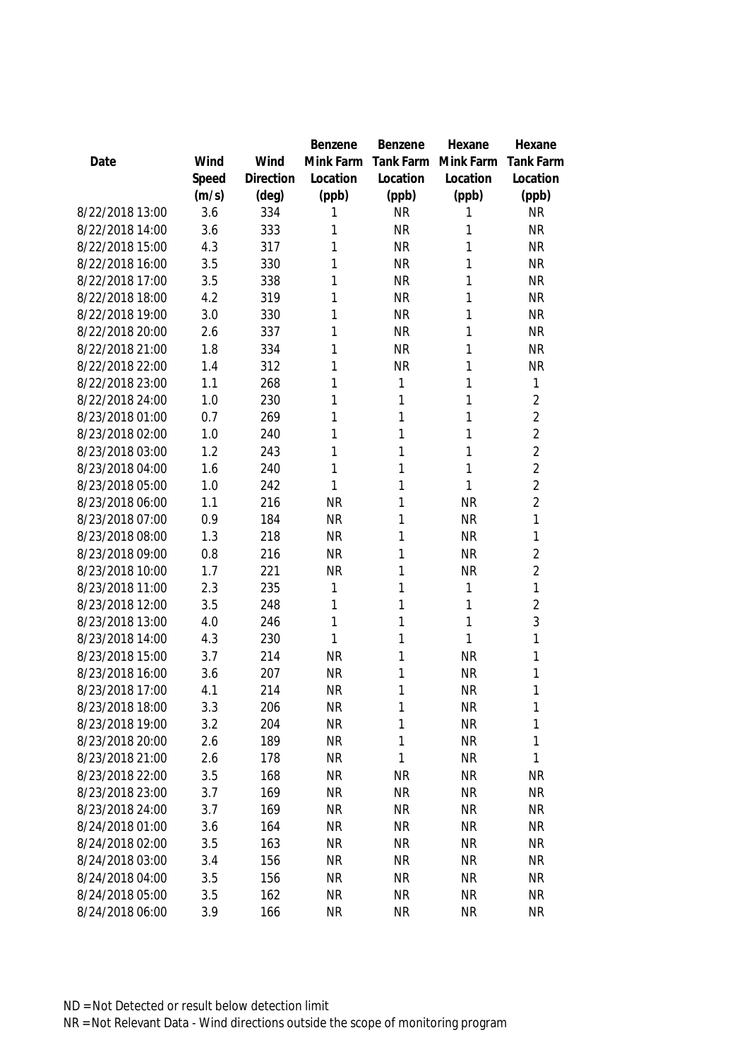| Date | Wind Speed (m/s) | Wind Direction (deg) | Benzene Mink Farm Location (ppb) | Benzene Tank Farm Location (ppb) | Hexane Mink Farm Location (ppb) | Hexane Tank Farm Location (ppb) |
|---|---|---|---|---|---|---|
| 8/22/2018 13:00 | 3.6 | 334 | 1 | NR | 1 | NR |
| 8/22/2018 14:00 | 3.6 | 333 | 1 | NR | 1 | NR |
| 8/22/2018 15:00 | 4.3 | 317 | 1 | NR | 1 | NR |
| 8/22/2018 16:00 | 3.5 | 330 | 1 | NR | 1 | NR |
| 8/22/2018 17:00 | 3.5 | 338 | 1 | NR | 1 | NR |
| 8/22/2018 18:00 | 4.2 | 319 | 1 | NR | 1 | NR |
| 8/22/2018 19:00 | 3.0 | 330 | 1 | NR | 1 | NR |
| 8/22/2018 20:00 | 2.6 | 337 | 1 | NR | 1 | NR |
| 8/22/2018 21:00 | 1.8 | 334 | 1 | NR | 1 | NR |
| 8/22/2018 22:00 | 1.4 | 312 | 1 | NR | 1 | NR |
| 8/22/2018 23:00 | 1.1 | 268 | 1 | 1 | 1 | 1 |
| 8/22/2018 24:00 | 1.0 | 230 | 1 | 1 | 1 | 2 |
| 8/23/2018 01:00 | 0.7 | 269 | 1 | 1 | 1 | 2 |
| 8/23/2018 02:00 | 1.0 | 240 | 1 | 1 | 1 | 2 |
| 8/23/2018 03:00 | 1.2 | 243 | 1 | 1 | 1 | 2 |
| 8/23/2018 04:00 | 1.6 | 240 | 1 | 1 | 1 | 2 |
| 8/23/2018 05:00 | 1.0 | 242 | 1 | 1 | 1 | 2 |
| 8/23/2018 06:00 | 1.1 | 216 | NR | 1 | NR | 2 |
| 8/23/2018 07:00 | 0.9 | 184 | NR | 1 | NR | 1 |
| 8/23/2018 08:00 | 1.3 | 218 | NR | 1 | NR | 1 |
| 8/23/2018 09:00 | 0.8 | 216 | NR | 1 | NR | 2 |
| 8/23/2018 10:00 | 1.7 | 221 | NR | 1 | NR | 2 |
| 8/23/2018 11:00 | 2.3 | 235 | 1 | 1 | 1 | 1 |
| 8/23/2018 12:00 | 3.5 | 248 | 1 | 1 | 1 | 2 |
| 8/23/2018 13:00 | 4.0 | 246 | 1 | 1 | 1 | 3 |
| 8/23/2018 14:00 | 4.3 | 230 | 1 | 1 | 1 | 1 |
| 8/23/2018 15:00 | 3.7 | 214 | NR | 1 | NR | 1 |
| 8/23/2018 16:00 | 3.6 | 207 | NR | 1 | NR | 1 |
| 8/23/2018 17:00 | 4.1 | 214 | NR | 1 | NR | 1 |
| 8/23/2018 18:00 | 3.3 | 206 | NR | 1 | NR | 1 |
| 8/23/2018 19:00 | 3.2 | 204 | NR | 1 | NR | 1 |
| 8/23/2018 20:00 | 2.6 | 189 | NR | 1 | NR | 1 |
| 8/23/2018 21:00 | 2.6 | 178 | NR | 1 | NR | 1 |
| 8/23/2018 22:00 | 3.5 | 168 | NR | NR | NR | NR |
| 8/23/2018 23:00 | 3.7 | 169 | NR | NR | NR | NR |
| 8/23/2018 24:00 | 3.7 | 169 | NR | NR | NR | NR |
| 8/24/2018 01:00 | 3.6 | 164 | NR | NR | NR | NR |
| 8/24/2018 02:00 | 3.5 | 163 | NR | NR | NR | NR |
| 8/24/2018 03:00 | 3.4 | 156 | NR | NR | NR | NR |
| 8/24/2018 04:00 | 3.5 | 156 | NR | NR | NR | NR |
| 8/24/2018 05:00 | 3.5 | 162 | NR | NR | NR | NR |
| 8/24/2018 06:00 | 3.9 | 166 | NR | NR | NR | NR |

ND = Not Detected or result below detection limit

NR = Not Relevant Data - Wind directions outside the scope of monitoring program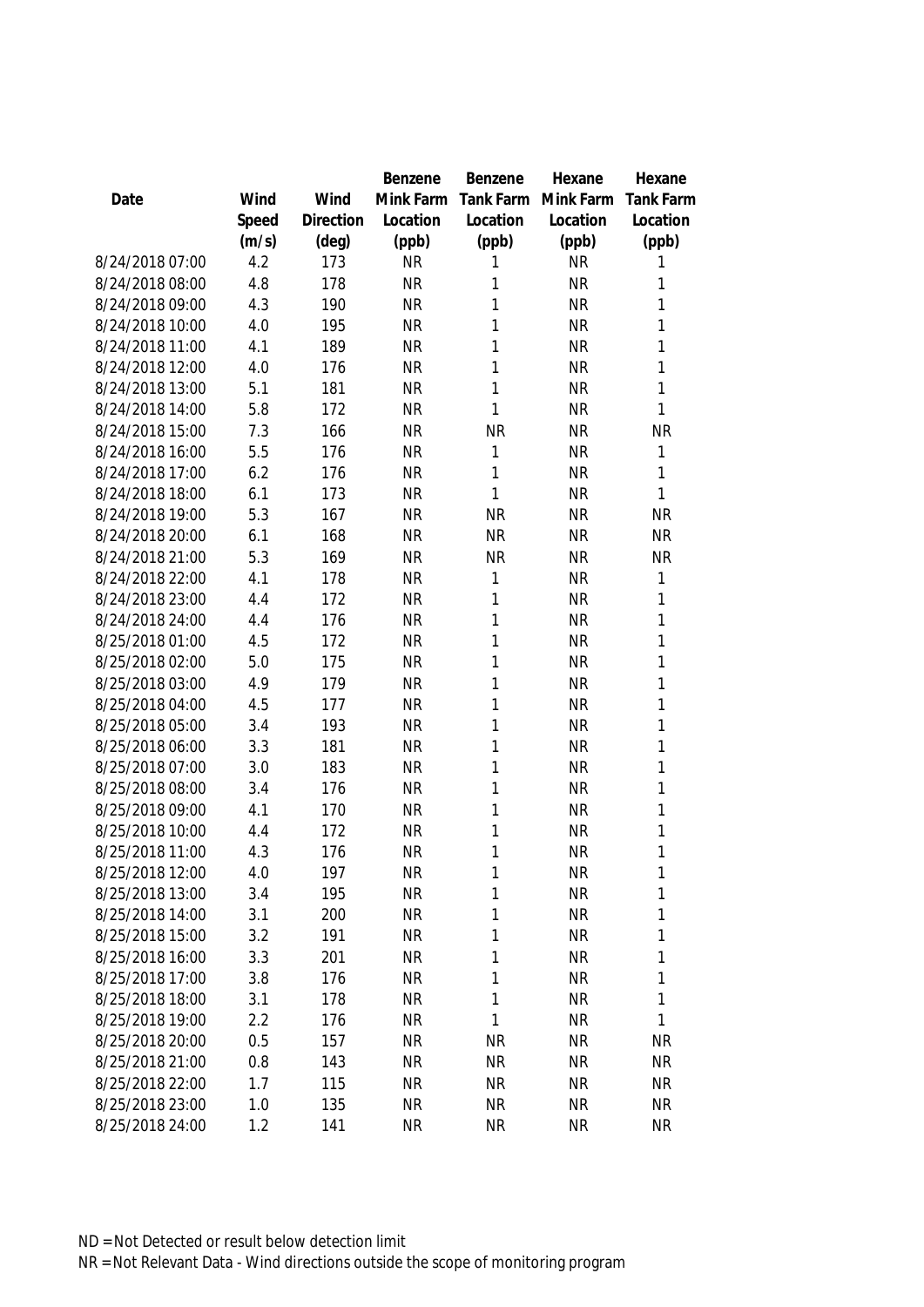| Date | Wind Speed (m/s) | Wind Direction (deg) | Benzene Mink Farm Location (ppb) | Benzene Tank Farm Location (ppb) | Hexane Mink Farm Location (ppb) | Hexane Tank Farm Location (ppb) |
|---|---|---|---|---|---|---|
| 8/24/2018 07:00 | 4.2 | 173 | NR | 1 | NR | 1 |
| 8/24/2018 08:00 | 4.8 | 178 | NR | 1 | NR | 1 |
| 8/24/2018 09:00 | 4.3 | 190 | NR | 1 | NR | 1 |
| 8/24/2018 10:00 | 4.0 | 195 | NR | 1 | NR | 1 |
| 8/24/2018 11:00 | 4.1 | 189 | NR | 1 | NR | 1 |
| 8/24/2018 12:00 | 4.0 | 176 | NR | 1 | NR | 1 |
| 8/24/2018 13:00 | 5.1 | 181 | NR | 1 | NR | 1 |
| 8/24/2018 14:00 | 5.8 | 172 | NR | 1 | NR | 1 |
| 8/24/2018 15:00 | 7.3 | 166 | NR | NR | NR | NR |
| 8/24/2018 16:00 | 5.5 | 176 | NR | 1 | NR | 1 |
| 8/24/2018 17:00 | 6.2 | 176 | NR | 1 | NR | 1 |
| 8/24/2018 18:00 | 6.1 | 173 | NR | 1 | NR | 1 |
| 8/24/2018 19:00 | 5.3 | 167 | NR | NR | NR | NR |
| 8/24/2018 20:00 | 6.1 | 168 | NR | NR | NR | NR |
| 8/24/2018 21:00 | 5.3 | 169 | NR | NR | NR | NR |
| 8/24/2018 22:00 | 4.1 | 178 | NR | 1 | NR | 1 |
| 8/24/2018 23:00 | 4.4 | 172 | NR | 1 | NR | 1 |
| 8/24/2018 24:00 | 4.4 | 176 | NR | 1 | NR | 1 |
| 8/25/2018 01:00 | 4.5 | 172 | NR | 1 | NR | 1 |
| 8/25/2018 02:00 | 5.0 | 175 | NR | 1 | NR | 1 |
| 8/25/2018 03:00 | 4.9 | 179 | NR | 1 | NR | 1 |
| 8/25/2018 04:00 | 4.5 | 177 | NR | 1 | NR | 1 |
| 8/25/2018 05:00 | 3.4 | 193 | NR | 1 | NR | 1 |
| 8/25/2018 06:00 | 3.3 | 181 | NR | 1 | NR | 1 |
| 8/25/2018 07:00 | 3.0 | 183 | NR | 1 | NR | 1 |
| 8/25/2018 08:00 | 3.4 | 176 | NR | 1 | NR | 1 |
| 8/25/2018 09:00 | 4.1 | 170 | NR | 1 | NR | 1 |
| 8/25/2018 10:00 | 4.4 | 172 | NR | 1 | NR | 1 |
| 8/25/2018 11:00 | 4.3 | 176 | NR | 1 | NR | 1 |
| 8/25/2018 12:00 | 4.0 | 197 | NR | 1 | NR | 1 |
| 8/25/2018 13:00 | 3.4 | 195 | NR | 1 | NR | 1 |
| 8/25/2018 14:00 | 3.1 | 200 | NR | 1 | NR | 1 |
| 8/25/2018 15:00 | 3.2 | 191 | NR | 1 | NR | 1 |
| 8/25/2018 16:00 | 3.3 | 201 | NR | 1 | NR | 1 |
| 8/25/2018 17:00 | 3.8 | 176 | NR | 1 | NR | 1 |
| 8/25/2018 18:00 | 3.1 | 178 | NR | 1 | NR | 1 |
| 8/25/2018 19:00 | 2.2 | 176 | NR | 1 | NR | 1 |
| 8/25/2018 20:00 | 0.5 | 157 | NR | NR | NR | NR |
| 8/25/2018 21:00 | 0.8 | 143 | NR | NR | NR | NR |
| 8/25/2018 22:00 | 1.7 | 115 | NR | NR | NR | NR |
| 8/25/2018 23:00 | 1.0 | 135 | NR | NR | NR | NR |
| 8/25/2018 24:00 | 1.2 | 141 | NR | NR | NR | NR |

ND = Not Detected or result below detection limit
NR = Not Relevant Data - Wind directions outside the scope of monitoring program